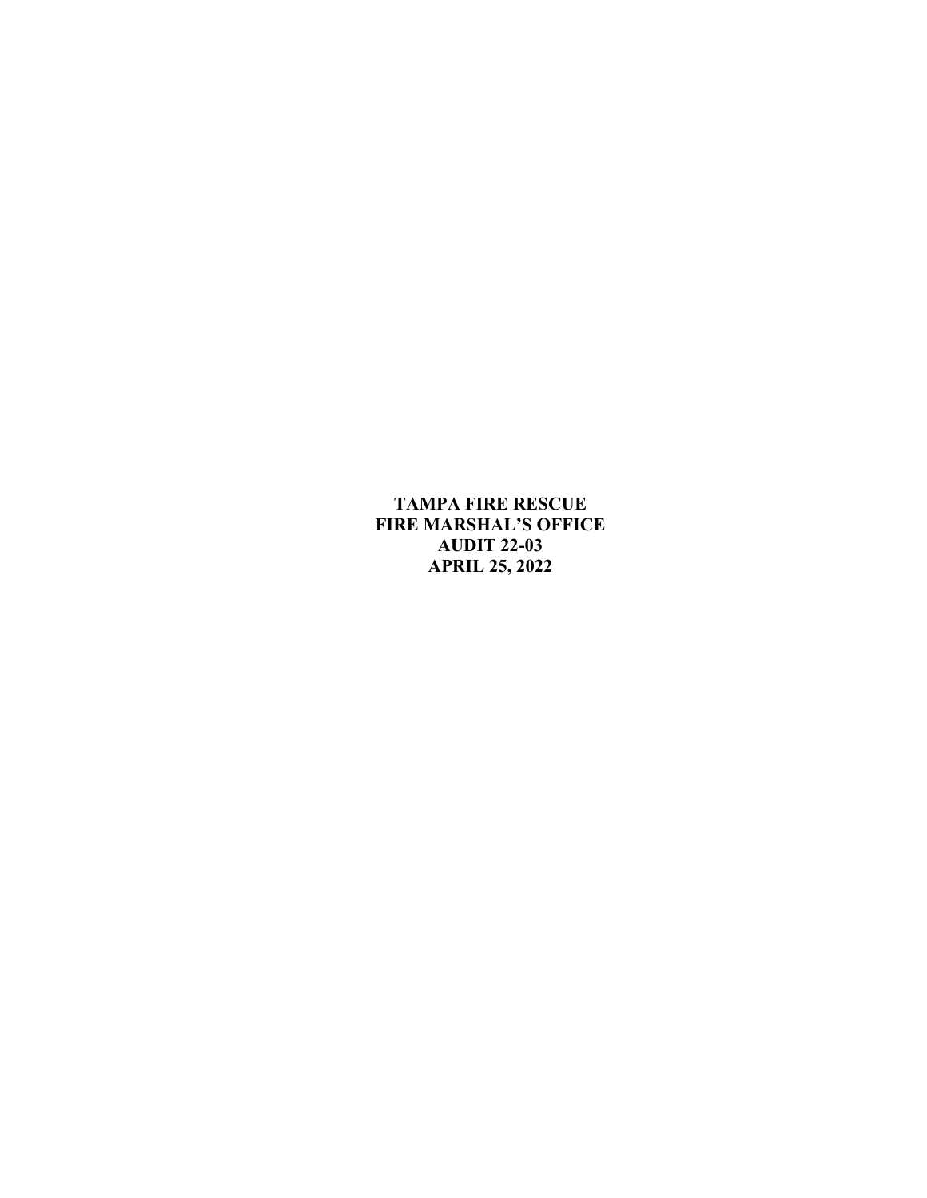**TAMPA FIRE RESCUE**
**FIRE MARSHAL'S OFFICE**
**AUDIT 22-03**
**APRIL 25, 2022**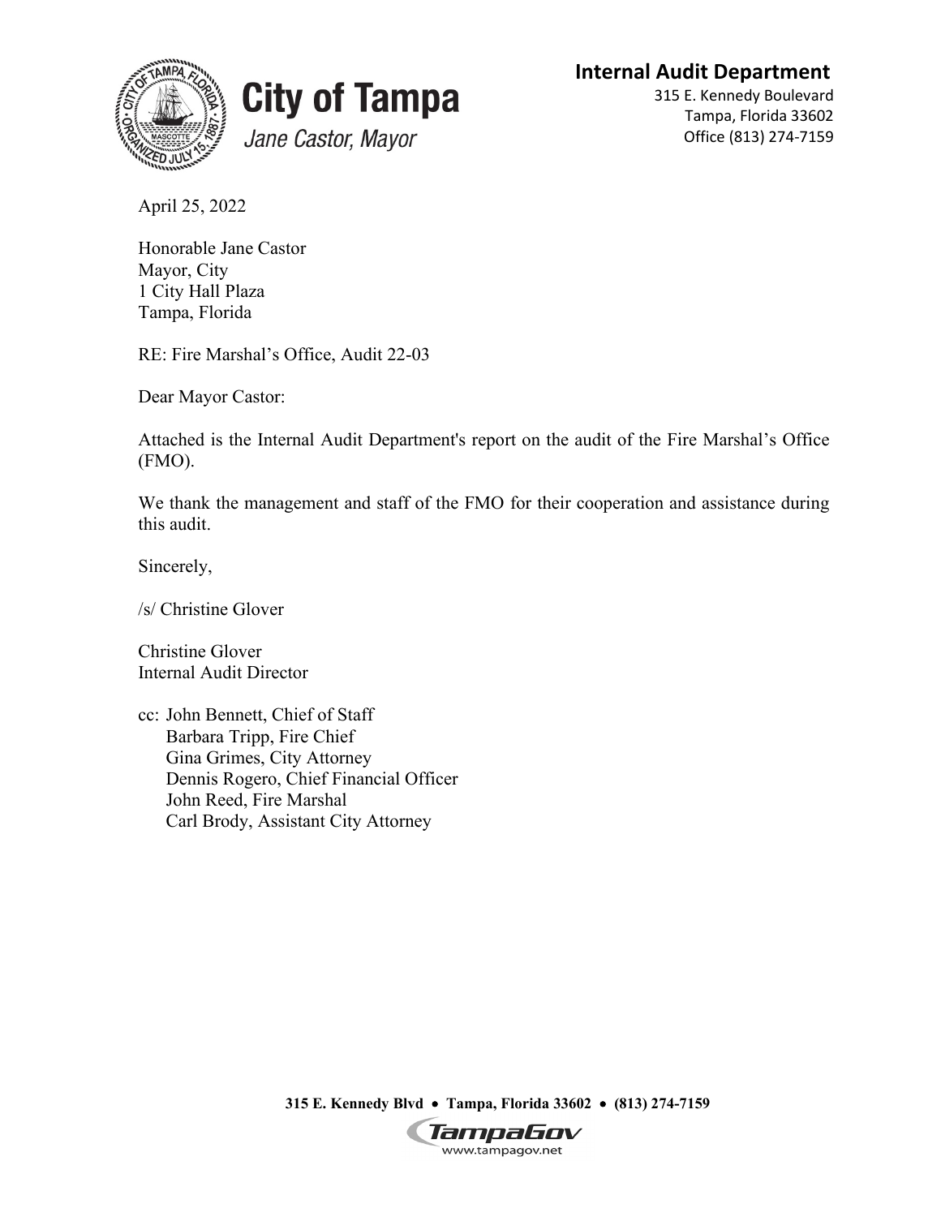**City of Tampa**

*Jane Castor, Mayor*

**Internal Audit Department**
315 E. Kennedy Boulevard
Tampa, Florida 33602
Office (813) 274-7159

April 25, 2022

Honorable Jane Castor
Mayor, City
1 City Hall Plaza
Tampa, Florida

RE: Fire Marshal's Office, Audit 22-03

Dear Mayor Castor:

Attached is the Internal Audit Department's report on the audit of the Fire Marshal's Office (FMO).

We thank the management and staff of the FMO for their cooperation and assistance during this audit.

Sincerely,

/s/ Christine Glover

Christine Glover
Internal Audit Director

cc: John Bennett, Chief of Staff
Barbara Tripp, Fire Chief
Gina Grimes, City Attorney
Dennis Rogero, Chief Financial Officer
John Reed, Fire Marshal
Carl Brody, Assistant City Attorney

**315 E. Kennedy Blvd • Tampa, Florida 33602 • (813) 274-7159**

TampaGov
www.tampagov.net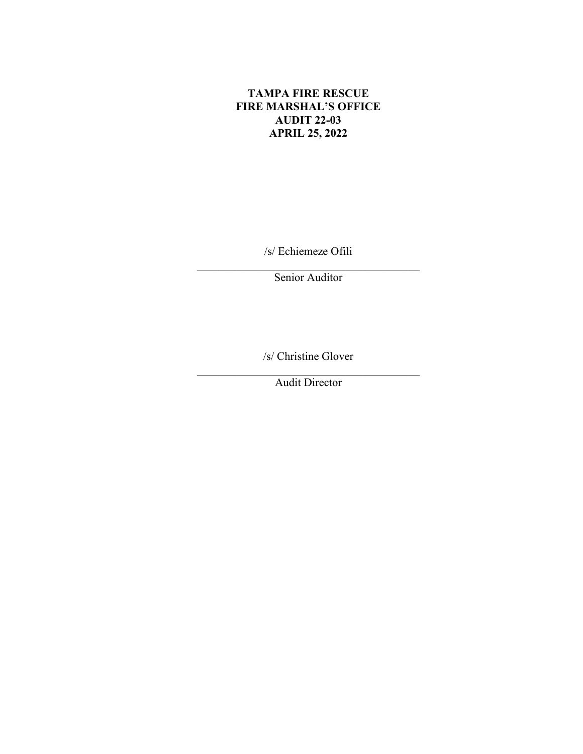**TAMPA FIRE RESCUE**
**FIRE MARSHAL'S OFFICE**
**AUDIT 22-03**
**APRIL 25, 2022**

/s/ Echiemeze Ofili

\_\_\_\_\_\_\_\_\_\_\_\_\_\_\_\_\_\_\_\_\_\_\_\_\_\_\_\_\_\_\_\_\_\_\_\_\_\_\_\_

Senior Auditor

/s/ Christine Glover

\_\_\_\_\_\_\_\_\_\_\_\_\_\_\_\_\_\_\_\_\_\_\_\_\_\_\_\_\_\_\_\_\_\_\_\_\_\_\_\_

Audit Director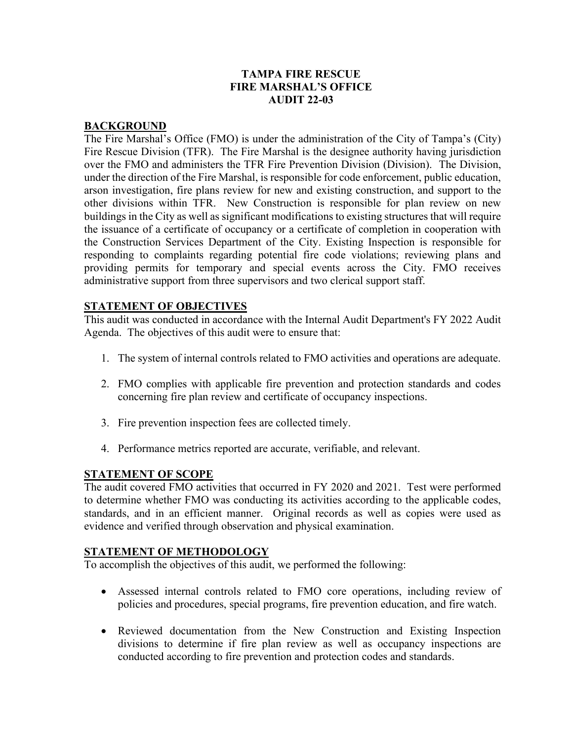**TAMPA FIRE RESCUE**
**FIRE MARSHAL'S OFFICE**
**AUDIT 22-03**

## BACKGROUND

The Fire Marshal's Office (FMO) is under the administration of the City of Tampa's (City) Fire Rescue Division (TFR). The Fire Marshal is the designee authority having jurisdiction over the FMO and administers the TFR Fire Prevention Division (Division). The Division, under the direction of the Fire Marshal, is responsible for code enforcement, public education, arson investigation, fire plans review for new and existing construction, and support to the other divisions within TFR. New Construction is responsible for plan review on new buildings in the City as well as significant modifications to existing structures that will require the issuance of a certificate of occupancy or a certificate of completion in cooperation with the Construction Services Department of the City. Existing Inspection is responsible for responding to complaints regarding potential fire code violations; reviewing plans and providing permits for temporary and special events across the City. FMO receives administrative support from three supervisors and two clerical support staff.

## STATEMENT OF OBJECTIVES

This audit was conducted in accordance with the Internal Audit Department's FY 2022 Audit Agenda. The objectives of this audit were to ensure that:

1. The system of internal controls related to FMO activities and operations are adequate.
2. FMO complies with applicable fire prevention and protection standards and codes concerning fire plan review and certificate of occupancy inspections.
3. Fire prevention inspection fees are collected timely.
4. Performance metrics reported are accurate, verifiable, and relevant.

## STATEMENT OF SCOPE

The audit covered FMO activities that occurred in FY 2020 and 2021. Test were performed to determine whether FMO was conducting its activities according to the applicable codes, standards, and in an efficient manner. Original records as well as copies were used as evidence and verified through observation and physical examination.

## STATEMENT OF METHODOLOGY

To accomplish the objectives of this audit, we performed the following:

- Assessed internal controls related to FMO core operations, including review of policies and procedures, special programs, fire prevention education, and fire watch.
- Reviewed documentation from the New Construction and Existing Inspection divisions to determine if fire plan review as well as occupancy inspections are conducted according to fire prevention and protection codes and standards.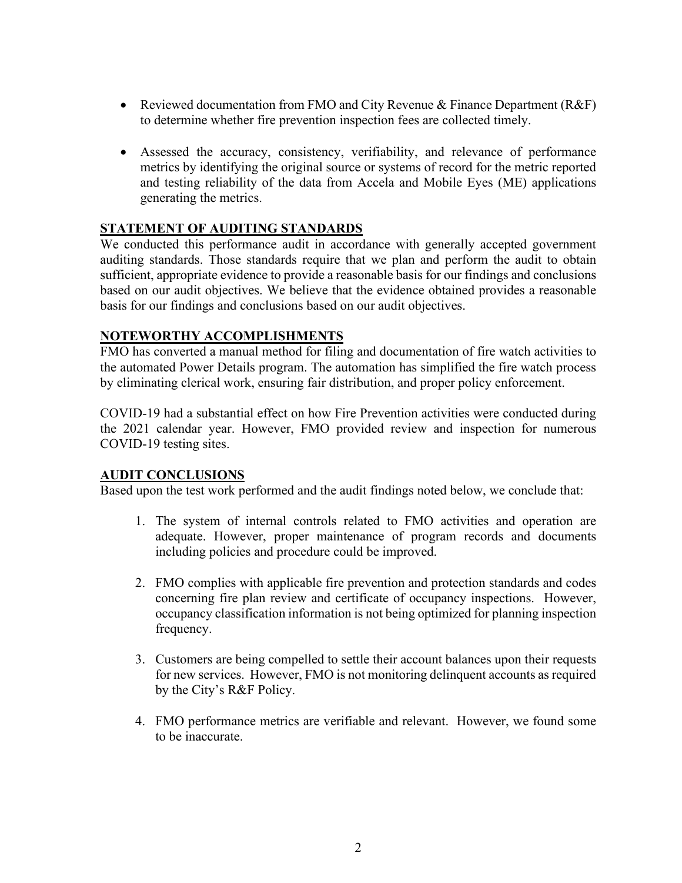- Reviewed documentation from FMO and City Revenue & Finance Department (R&F) to determine whether fire prevention inspection fees are collected timely.

- Assessed the accuracy, consistency, verifiability, and relevance of performance metrics by identifying the original source or systems of record for the metric reported and testing reliability of the data from Accela and Mobile Eyes (ME) applications generating the metrics.

## STATEMENT OF AUDITING STANDARDS

We conducted this performance audit in accordance with generally accepted government auditing standards. Those standards require that we plan and perform the audit to obtain sufficient, appropriate evidence to provide a reasonable basis for our findings and conclusions based on our audit objectives. We believe that the evidence obtained provides a reasonable basis for our findings and conclusions based on our audit objectives.

## NOTEWORTHY ACCOMPLISHMENTS

FMO has converted a manual method for filing and documentation of fire watch activities to the automated Power Details program. The automation has simplified the fire watch process by eliminating clerical work, ensuring fair distribution, and proper policy enforcement.

COVID-19 had a substantial effect on how Fire Prevention activities were conducted during the 2021 calendar year. However, FMO provided review and inspection for numerous COVID-19 testing sites.

## AUDIT CONCLUSIONS

Based upon the test work performed and the audit findings noted below, we conclude that:

1. The system of internal controls related to FMO activities and operation are adequate. However, proper maintenance of program records and documents including policies and procedure could be improved.

2. FMO complies with applicable fire prevention and protection standards and codes concerning fire plan review and certificate of occupancy inspections. However, occupancy classification information is not being optimized for planning inspection frequency.

3. Customers are being compelled to settle their account balances upon their requests for new services. However, FMO is not monitoring delinquent accounts as required by the City's R&F Policy.

4. FMO performance metrics are verifiable and relevant. However, we found some to be inaccurate.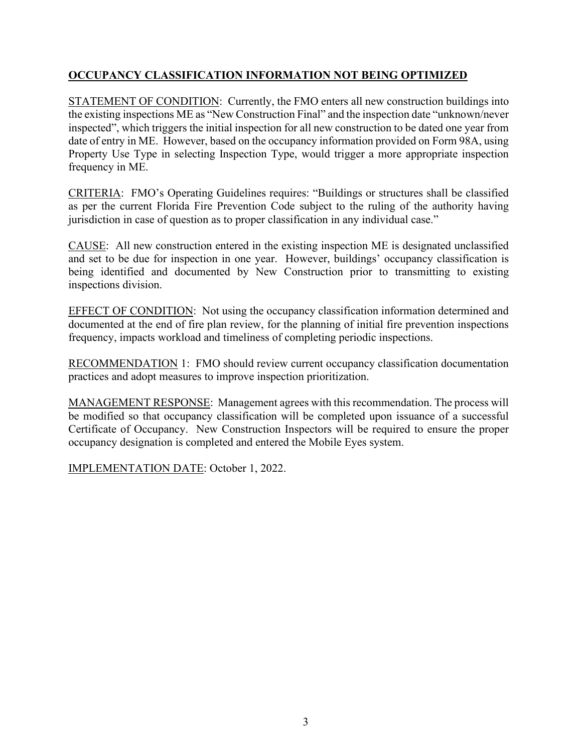## OCCUPANCY CLASSIFICATION INFORMATION NOT BEING OPTIMIZED

STATEMENT OF CONDITION: Currently, the FMO enters all new construction buildings into the existing inspections ME as "New Construction Final" and the inspection date "unknown/never inspected", which triggers the initial inspection for all new construction to be dated one year from date of entry in ME. However, based on the occupancy information provided on Form 98A, using Property Use Type in selecting Inspection Type, would trigger a more appropriate inspection frequency in ME.

CRITERIA: FMO's Operating Guidelines requires: "Buildings or structures shall be classified as per the current Florida Fire Prevention Code subject to the ruling of the authority having jurisdiction in case of question as to proper classification in any individual case."

CAUSE: All new construction entered in the existing inspection ME is designated unclassified and set to be due for inspection in one year. However, buildings' occupancy classification is being identified and documented by New Construction prior to transmitting to existing inspections division.

EFFECT OF CONDITION: Not using the occupancy classification information determined and documented at the end of fire plan review, for the planning of initial fire prevention inspections frequency, impacts workload and timeliness of completing periodic inspections.

RECOMMENDATION 1: FMO should review current occupancy classification documentation practices and adopt measures to improve inspection prioritization.

MANAGEMENT RESPONSE: Management agrees with this recommendation. The process will be modified so that occupancy classification will be completed upon issuance of a successful Certificate of Occupancy. New Construction Inspectors will be required to ensure the proper occupancy designation is completed and entered the Mobile Eyes system.

IMPLEMENTATION DATE: October 1, 2022.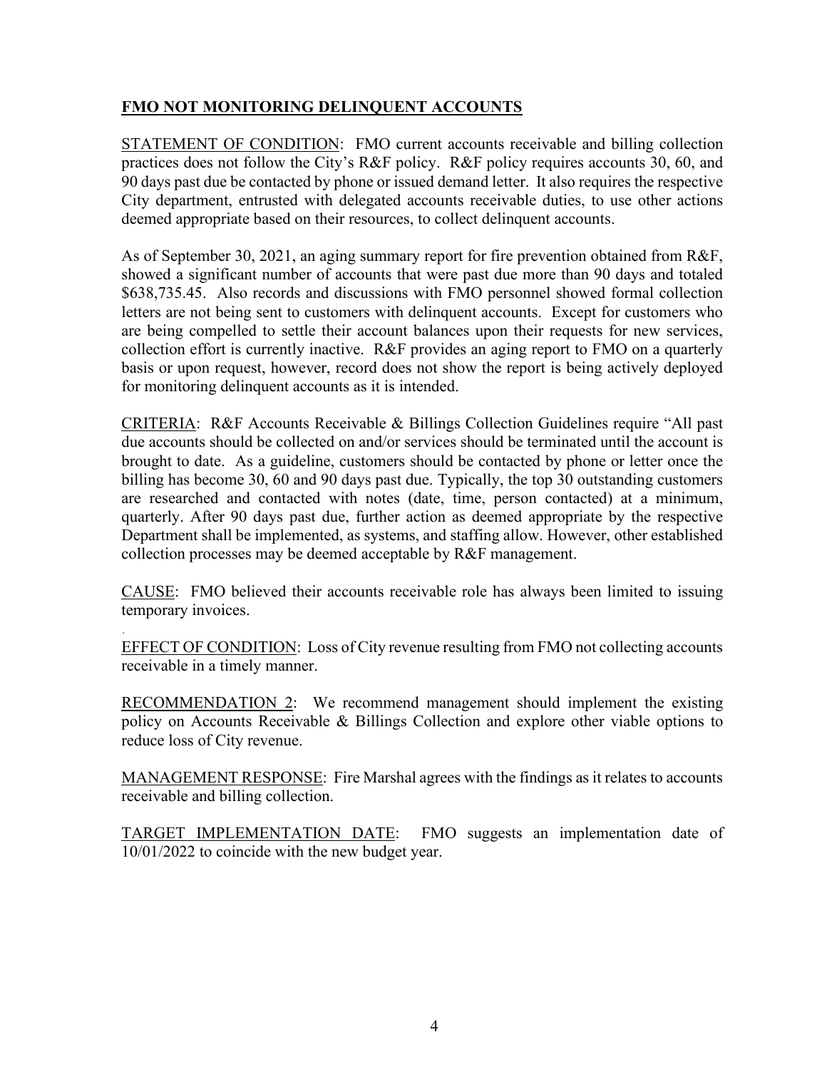## FMO NOT MONITORING DELINQUENT ACCOUNTS

STATEMENT OF CONDITION: FMO current accounts receivable and billing collection practices does not follow the City's R&F policy. R&F policy requires accounts 30, 60, and 90 days past due be contacted by phone or issued demand letter. It also requires the respective City department, entrusted with delegated accounts receivable duties, to use other actions deemed appropriate based on their resources, to collect delinquent accounts.

As of September 30, 2021, an aging summary report for fire prevention obtained from R&F, showed a significant number of accounts that were past due more than 90 days and totaled $638,735.45. Also records and discussions with FMO personnel showed formal collection letters are not being sent to customers with delinquent accounts. Except for customers who are being compelled to settle their account balances upon their requests for new services, collection effort is currently inactive. R&F provides an aging report to FMO on a quarterly basis or upon request, however, record does not show the report is being actively deployed for monitoring delinquent accounts as it is intended.

CRITERIA: R&F Accounts Receivable & Billings Collection Guidelines require "All past due accounts should be collected on and/or services should be terminated until the account is brought to date. As a guideline, customers should be contacted by phone or letter once the billing has become 30, 60 and 90 days past due. Typically, the top 30 outstanding customers are researched and contacted with notes (date, time, person contacted) at a minimum, quarterly. After 90 days past due, further action as deemed appropriate by the respective Department shall be implemented, as systems, and staffing allow. However, other established collection processes may be deemed acceptable by R&F management.

CAUSE: FMO believed their accounts receivable role has always been limited to issuing temporary invoices.

EFFECT OF CONDITION: Loss of City revenue resulting from FMO not collecting accounts receivable in a timely manner.

RECOMMENDATION 2: We recommend management should implement the existing policy on Accounts Receivable & Billings Collection and explore other viable options to reduce loss of City revenue.

MANAGEMENT RESPONSE: Fire Marshal agrees with the findings as it relates to accounts receivable and billing collection.

TARGET IMPLEMENTATION DATE: FMO suggests an implementation date of 10/01/2022 to coincide with the new budget year.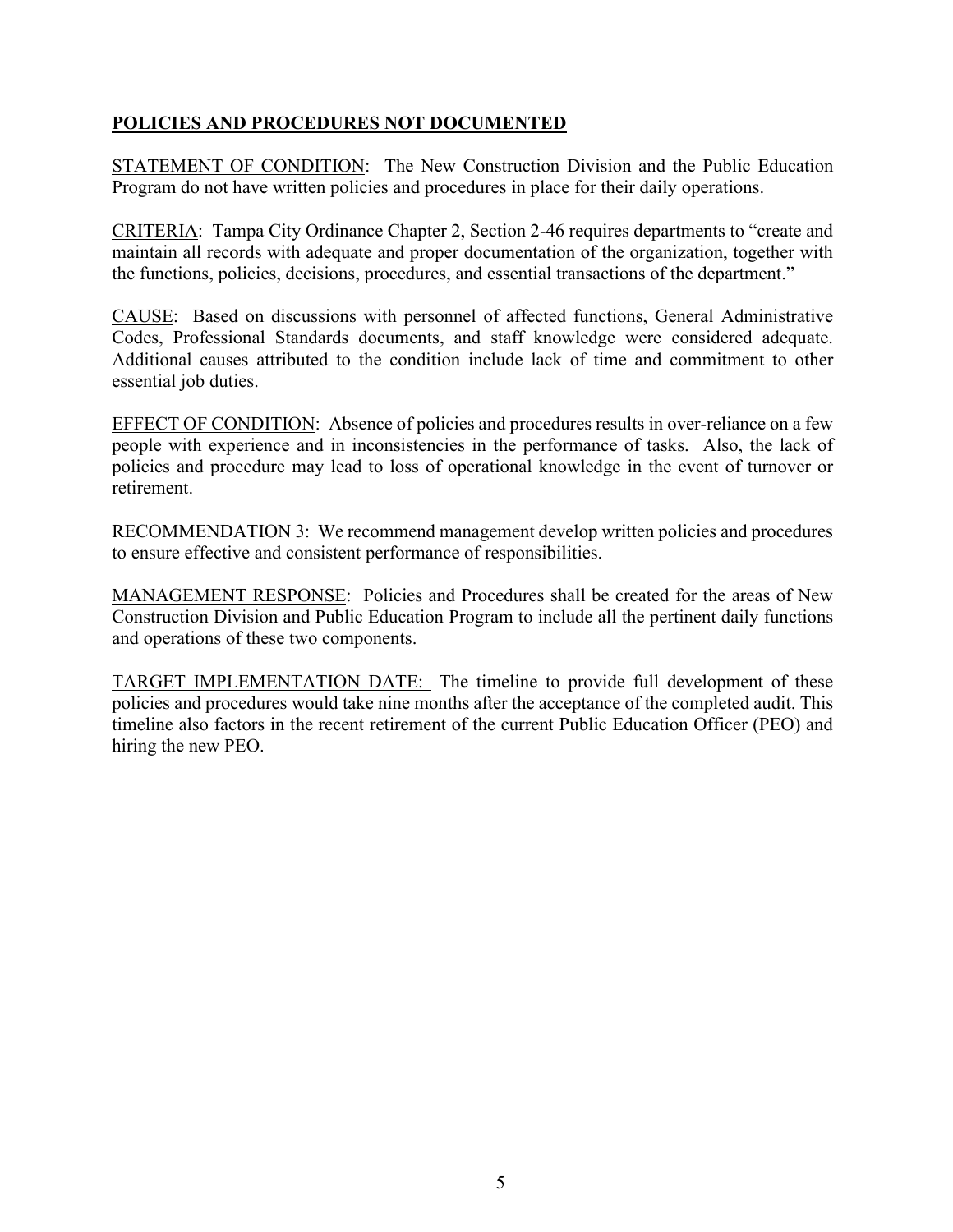## POLICIES AND PROCEDURES NOT DOCUMENTED

STATEMENT OF CONDITION: The New Construction Division and the Public Education Program do not have written policies and procedures in place for their daily operations.

CRITERIA: Tampa City Ordinance Chapter 2, Section 2-46 requires departments to "create and maintain all records with adequate and proper documentation of the organization, together with the functions, policies, decisions, procedures, and essential transactions of the department."

CAUSE: Based on discussions with personnel of affected functions, General Administrative Codes, Professional Standards documents, and staff knowledge were considered adequate. Additional causes attributed to the condition include lack of time and commitment to other essential job duties.

EFFECT OF CONDITION: Absence of policies and procedures results in over-reliance on a few people with experience and in inconsistencies in the performance of tasks. Also, the lack of policies and procedure may lead to loss of operational knowledge in the event of turnover or retirement.

RECOMMENDATION 3: We recommend management develop written policies and procedures to ensure effective and consistent performance of responsibilities.

MANAGEMENT RESPONSE: Policies and Procedures shall be created for the areas of New Construction Division and Public Education Program to include all the pertinent daily functions and operations of these two components.

TARGET IMPLEMENTATION DATE: The timeline to provide full development of these policies and procedures would take nine months after the acceptance of the completed audit. This timeline also factors in the recent retirement of the current Public Education Officer (PEO) and hiring the new PEO.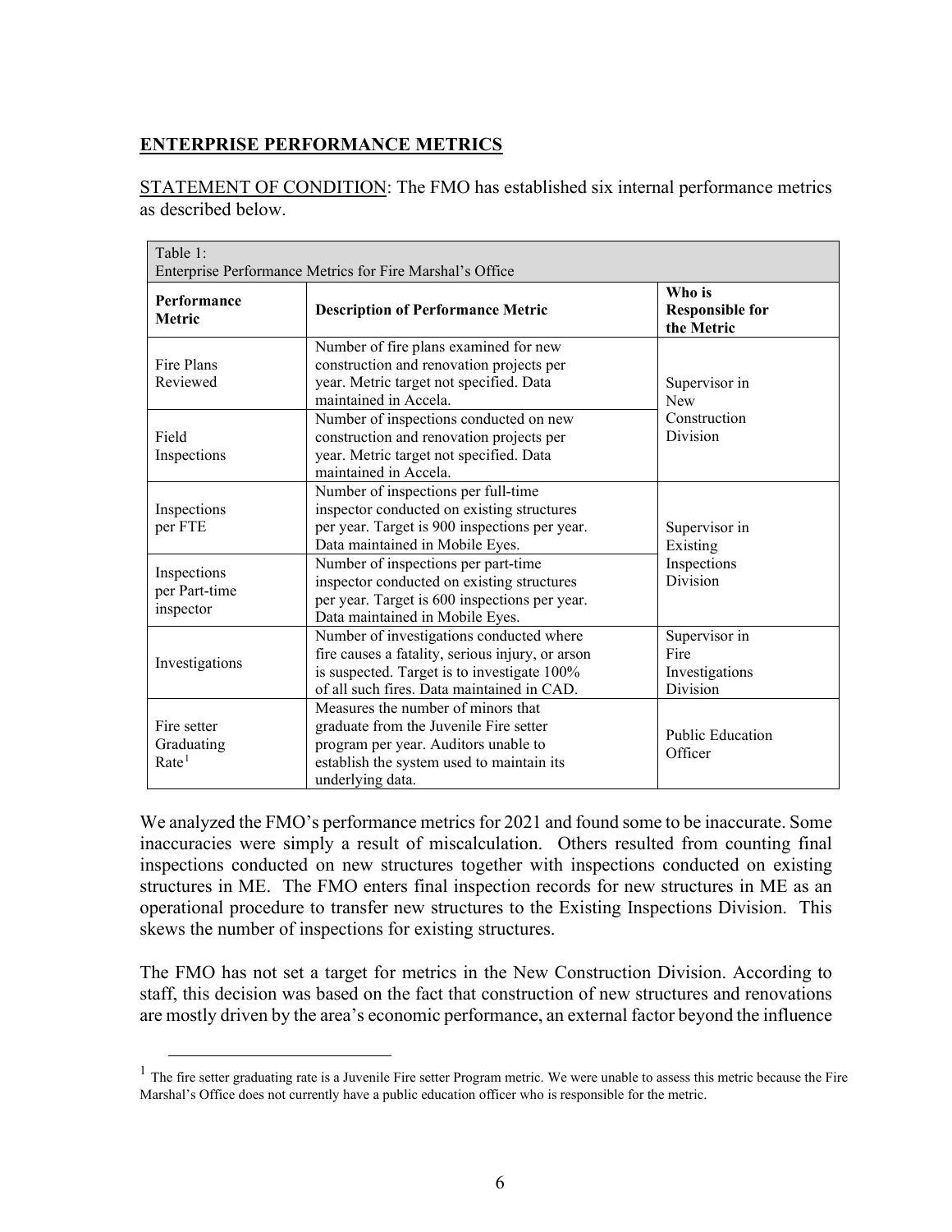## ENTERPRISE PERFORMANCE METRICS

STATEMENT OF CONDITION: The FMO has established six internal performance metrics as described below.

| Table 1: Enterprise Performance Metrics for Fire Marshal's Office | | |
|---|---|---|
| **Performance Metric** | **Description of Performance Metric** | **Who is Responsible for the Metric** |
| Fire Plans Reviewed | Number of fire plans examined for new construction and renovation projects per year. Metric target not specified. Data maintained in Accela. | Supervisor in New Construction Division |
| Field Inspections | Number of inspections conducted on new construction and renovation projects per year. Metric target not specified. Data maintained in Accela. | |
| Inspections per FTE | Number of inspections per full-time inspector conducted on existing structures per year. Target is 900 inspections per year. Data maintained in Mobile Eyes. | Supervisor in Existing Inspections Division |
| Inspections per Part-time inspector | Number of inspections per part-time inspector conducted on existing structures per year. Target is 600 inspections per year. Data maintained in Mobile Eyes. | |
| Investigations | Number of investigations conducted where fire causes a fatality, serious injury, or arson is suspected. Target is to investigate 100% of all such fires. Data maintained in CAD. | Supervisor in Fire Investigations Division |
| Fire setter Graduating Rate[1] | Measures the number of minors that graduate from the Juvenile Fire setter program per year. Auditors unable to establish the system used to maintain its underlying data. | Public Education Officer |

We analyzed the FMO's performance metrics for 2021 and found some to be inaccurate. Some inaccuracies were simply a result of miscalculation. Others resulted from counting final inspections conducted on new structures together with inspections conducted on existing structures in ME. The FMO enters final inspection records for new structures in ME as an operational procedure to transfer new structures to the Existing Inspections Division. This skews the number of inspections for existing structures.

The FMO has not set a target for metrics in the New Construction Division. According to staff, this decision was based on the fact that construction of new structures and renovations are mostly driven by the area's economic performance, an external factor beyond the influence

[1] The fire setter graduating rate is a Juvenile Fire setter Program metric. We were unable to assess this metric because the Fire Marshal's Office does not currently have a public education officer who is responsible for the metric.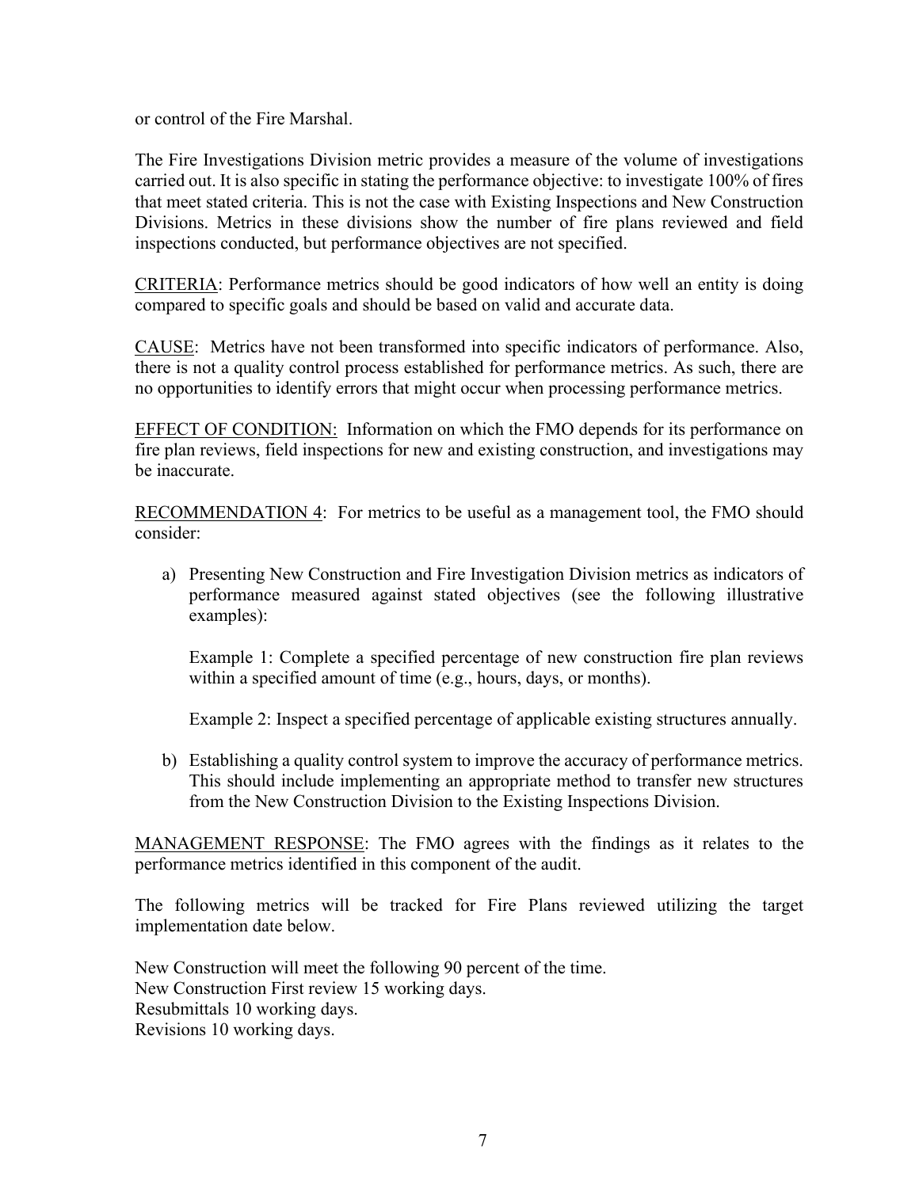or control of the Fire Marshal.

The Fire Investigations Division metric provides a measure of the volume of investigations carried out. It is also specific in stating the performance objective: to investigate 100% of fires that meet stated criteria. This is not the case with Existing Inspections and New Construction Divisions. Metrics in these divisions show the number of fire plans reviewed and field inspections conducted, but performance objectives are not specified.

<u>CRITERIA</u>: Performance metrics should be good indicators of how well an entity is doing compared to specific goals and should be based on valid and accurate data.

<u>CAUSE</u>: Metrics have not been transformed into specific indicators of performance. Also, there is not a quality control process established for performance metrics. As such, there are no opportunities to identify errors that might occur when processing performance metrics.

<u>EFFECT OF CONDITION:</u> Information on which the FMO depends for its performance on fire plan reviews, field inspections for new and existing construction, and investigations may be inaccurate.

<u>RECOMMENDATION 4</u>: For metrics to be useful as a management tool, the FMO should consider:

a) Presenting New Construction and Fire Investigation Division metrics as indicators of performance measured against stated objectives (see the following illustrative examples):

   Example 1: Complete a specified percentage of new construction fire plan reviews within a specified amount of time (e.g., hours, days, or months).

   Example 2: Inspect a specified percentage of applicable existing structures annually.

b) Establishing a quality control system to improve the accuracy of performance metrics. This should include implementing an appropriate method to transfer new structures from the New Construction Division to the Existing Inspections Division.

<u>MANAGEMENT RESPONSE</u>: The FMO agrees with the findings as it relates to the performance metrics identified in this component of the audit.

The following metrics will be tracked for Fire Plans reviewed utilizing the target implementation date below.

New Construction will meet the following 90 percent of the time.
New Construction First review 15 working days.
Resubmittals 10 working days.
Revisions 10 working days.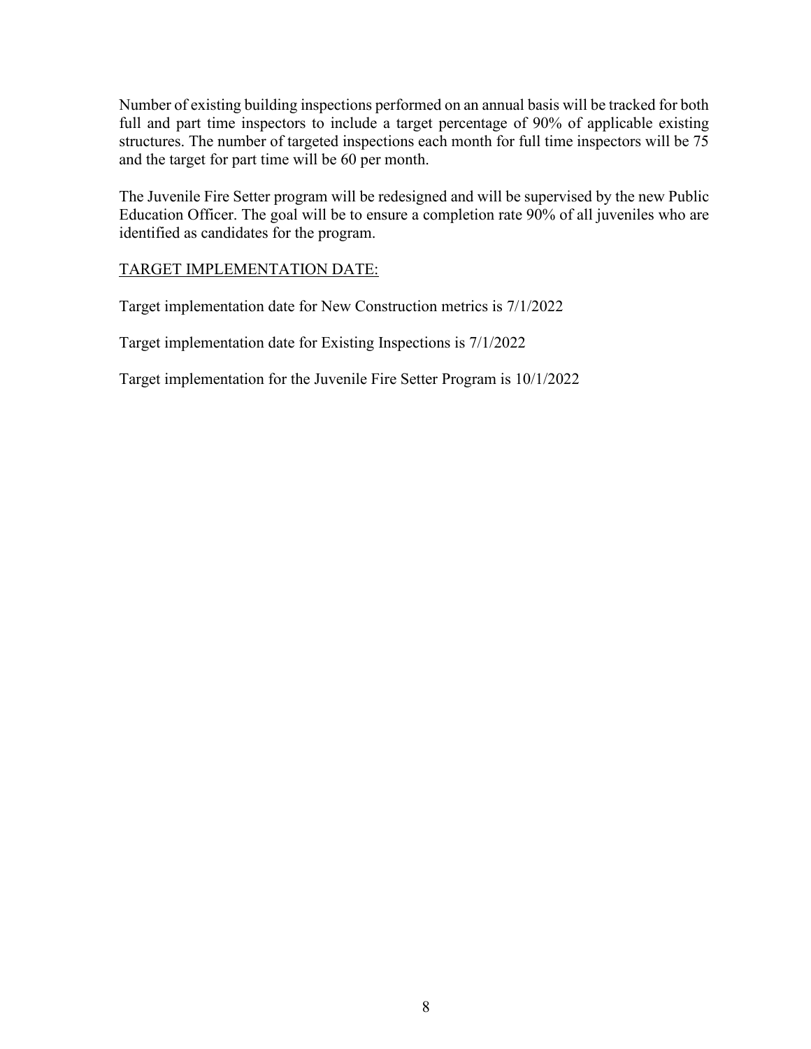Number of existing building inspections performed on an annual basis will be tracked for both full and part time inspectors to include a target percentage of 90% of applicable existing structures. The number of targeted inspections each month for full time inspectors will be 75 and the target for part time will be 60 per month.

The Juvenile Fire Setter program will be redesigned and will be supervised by the new Public Education Officer. The goal will be to ensure a completion rate 90% of all juveniles who are identified as candidates for the program.

<u>TARGET IMPLEMENTATION DATE:</u>

Target implementation date for New Construction metrics is 7/1/2022

Target implementation date for Existing Inspections is 7/1/2022

Target implementation for the Juvenile Fire Setter Program is 10/1/2022